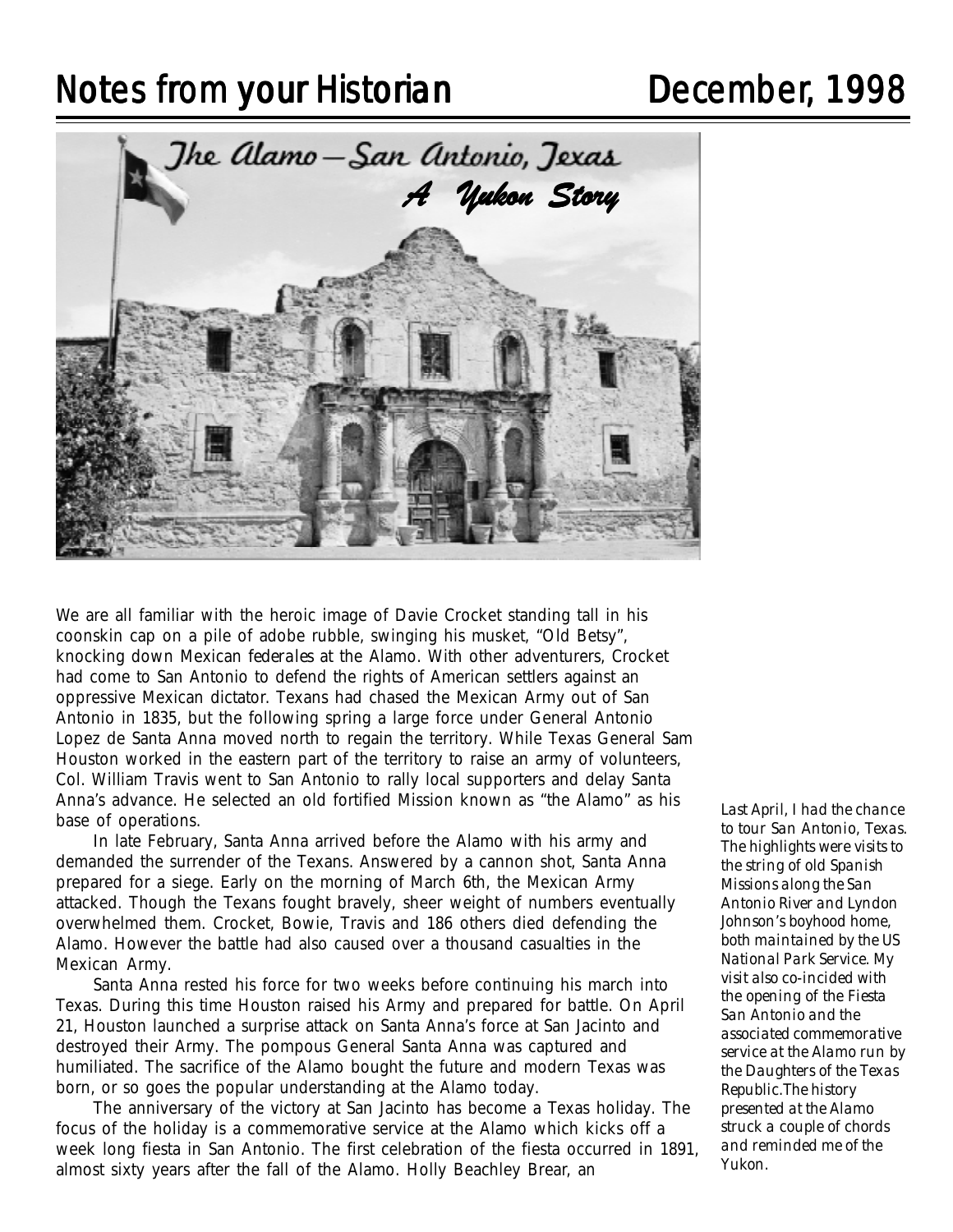# Notes from your Historian

# December, 1998

The Alamo – San Antonio, Texas

*A Yukon Story*

*Last April, I had the chance to tour San Antonio, Texas. The highlights were visits to the string of old Spanish Missions along the San Antonio River and Lyndon Johnson's boyhood home, both maintained by the US National Park Service. My visit also co-incided with the opening of the Fiesta San Antonio and the associated commemorative service at the Alamo run by the Daughters of the Texas Republic.The history presented at the Alamo struck a couple of chords and reminded me of the Yukon.*

We are all familiar with the heroic image of Davie Crocket standing tall in his coonskin cap on a pile of adobe rubble, swinging his musket, "Old Betsy", knocking down Mexican *federales* at the Alamo. With other adventurers, Crocket had come to San Antonio to defend the rights of American settlers against an oppressive Mexican dictator. Texans had chased the Mexican Army out of San Antonio in 1835, but the following spring a large force under General Antonio Lopez de Santa Anna moved north to regain the territory. While Texas General Sam Houston worked in the eastern part of the territory to raise an army of volunteers, Col. William Travis went to San Antonio to rally local supporters and delay Santa Anna's advance. He selected an old fortified Mission known as "the Alamo" as his base of operations.

In late February, Santa Anna arrived before the Alamo with his army and demanded the surrender of the Texans. Answered by a cannon shot, Santa Anna prepared for a siege. Early on the morning of March 6th, the Mexican Army attacked. Though the Texans fought bravely, sheer weight of numbers eventually overwhelmed them. Crocket, Bowie, Travis and 186 others died defending the Alamo. However the battle had also caused over a thousand casualties in the Mexican Army.

Santa Anna rested his force for two weeks before continuing his march into Texas. During this time Houston raised his Army and prepared for battle. On April 21, Houston launched a surprise attack on Santa Anna's force at San Jacinto and destroyed their Army. The pompous General Santa Anna was captured and humiliated. The sacrifice of the Alamo bought the future and modern Texas was born, or so goes the popular understanding at the Alamo today.

The anniversary of the victory at San Jacinto has become a Texas holiday. The focus of the holiday is a commemorative service at the Alamo which kicks off a week long fiesta in San Antonio. The first celebration of the fiesta occurred in 1891, almost sixty years after the fall of the Alamo. Holly Beachley Brear, an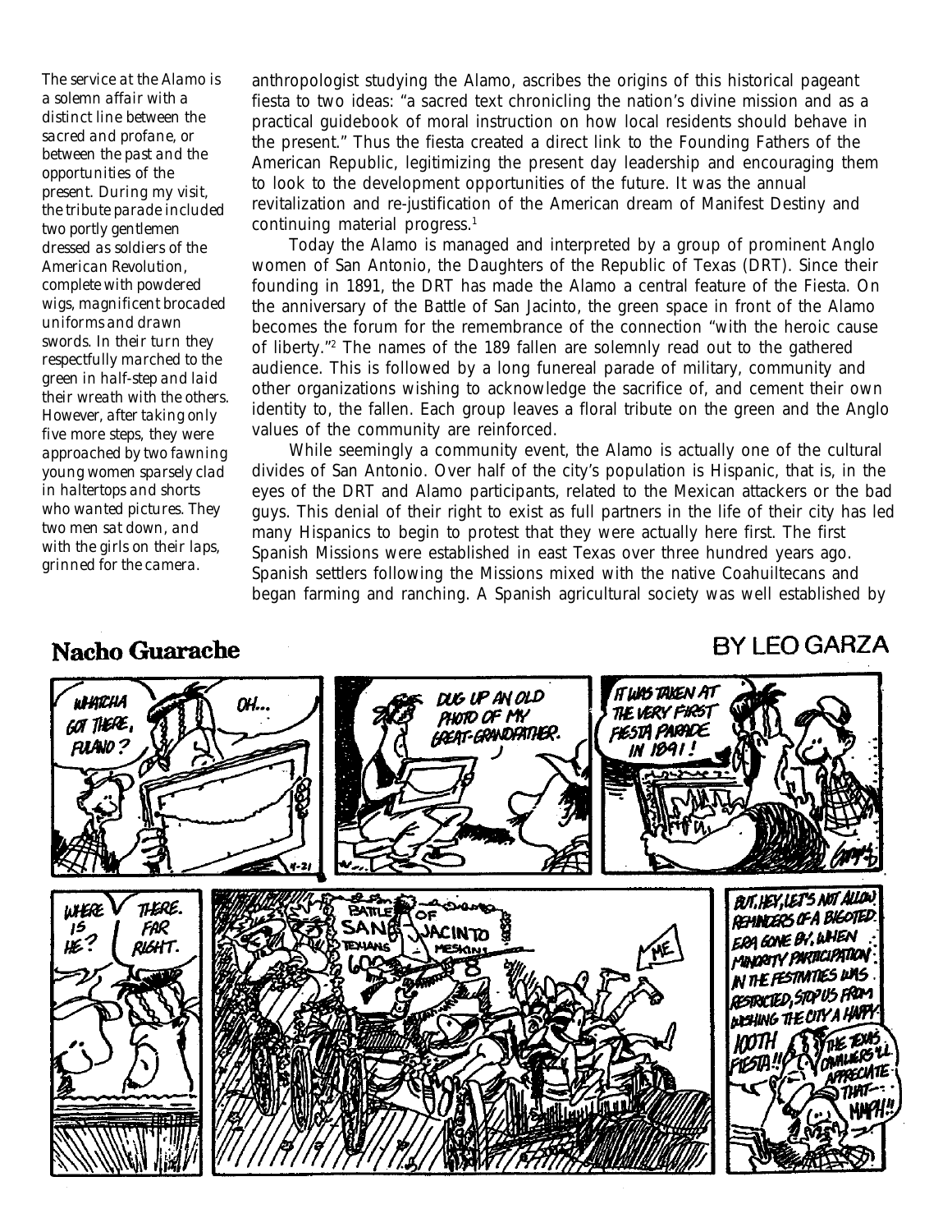*The service at the Alamo is a solemn affair with a distinct line between the sacred and profane, or between the past and the opportunities of the present. During my visit, the tribute parade included two portly gentlemen dressed as soldiers of the American Revolution, complete with powdered wigs, magnificent brocaded uniforms and drawn swords. In their turn they respectfully marched to the green in half-step and laid their wreath with the others. However, after taking only five more steps, they were approached by two fawning young women sparsely clad in haltertops and shorts who wanted pictures. They two men sat down, and with the girls on their laps, grinned for the camera.*

anthropologist studying the Alamo, ascribes the origins of this historical pageant fiesta to two ideas: "a sacred text chronicling the nation's divine mission and as a practical guidebook of moral instruction on how local residents should behave in the present." Thus the fiesta created a direct link to the Founding Fathers of the American Republic, legitimizing the present day leadership and encouraging them to look to the development opportunities of the future. It was the annual revitalization and re-justification of the American dream of Manifest Destiny and continuing material progress.[1]

Today the Alamo is managed and interpreted by a group of prominent Anglo women of San Antonio, the Daughters of the Republic of Texas (DRT). Since their founding in 1891, the DRT has made the Alamo a central feature of the Fiesta. On the anniversary of the Battle of San Jacinto, the green space in front of the Alamo becomes the forum for the remembrance of the connection "with the heroic cause of liberty."[2] The names of the 189 fallen are solemnly read out to the gathered audience. This is followed by a long funereal parade of military, community and other organizations wishing to acknowledge the sacrifice of, and cement their own identity to, the fallen. Each group leaves a floral tribute on the green and the Anglo values of the community are reinforced.

While seemingly a community event, the Alamo is actually one of the cultural divides of San Antonio. Over half of the city's population is Hispanic, that is, in the eyes of the DRT and Alamo participants, related to the Mexican attackers or the bad guys. This denial of their right to exist as full partners in the life of their city has led many Hispanics to begin to protest that they were actually here first. The first Spanish Missions were established in east Texas over three hundred years ago. Spanish settlers following the Missions mixed with the native Coahuiltecans and began farming and ranching. A Spanish agricultural society was well established by

**Nacho Guarache** BY LEO GARZA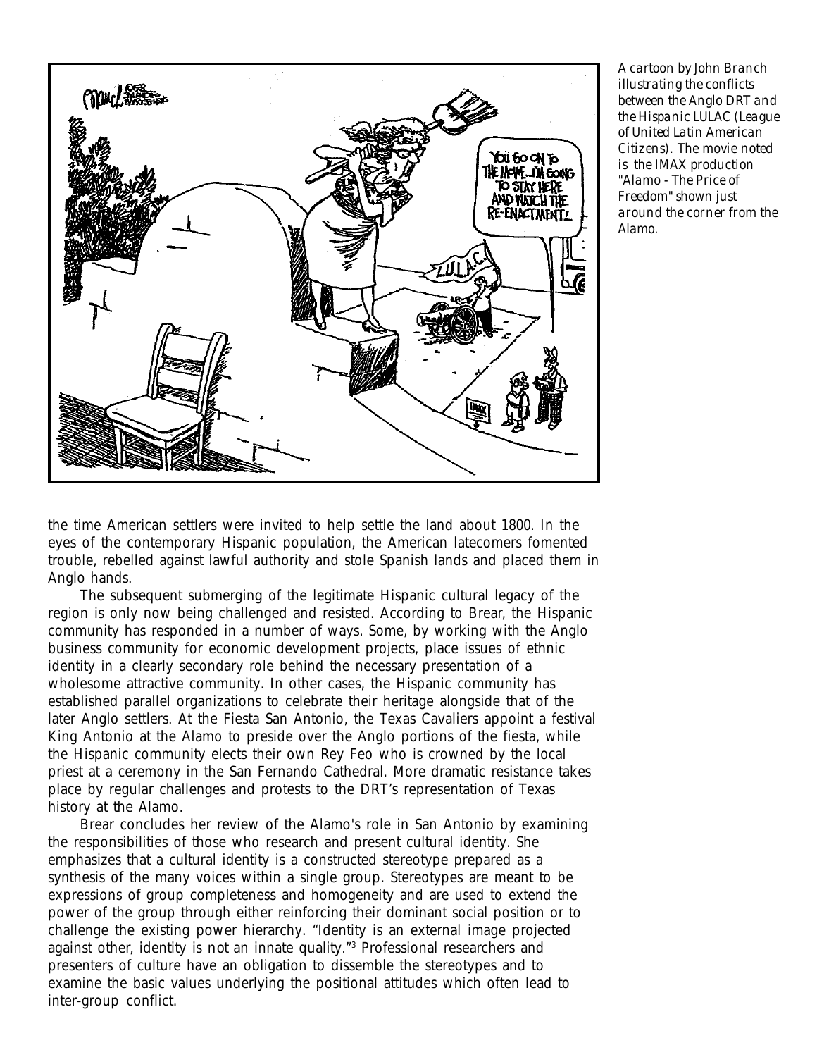A cartoon by John Branch illustrating the conflicts between the Anglo DRT and the Hispanic LULAC (League of United Latin American Citizens). The movie noted is the IMAX production "Alamo - The Price of Freedom" shown just around the corner from the Alamo.

the time American settlers were invited to help settle the land about 1800. In the eyes of the contemporary Hispanic population, the American latecomers fomented trouble, rebelled against lawful authority and stole Spanish lands and placed them in Anglo hands.

The subsequent submerging of the legitimate Hispanic cultural legacy of the region is only now being challenged and resisted. According to Brear, the Hispanic community has responded in a number of ways. Some, by working with the Anglo business community for economic development projects, place issues of ethnic identity in a clearly secondary role behind the necessary presentation of a wholesome attractive community. In other cases, the Hispanic community has established parallel organizations to celebrate their heritage alongside that of the later Anglo settlers. At the Fiesta San Antonio, the Texas Cavaliers appoint a festival King Antonio at the Alamo to preside over the Anglo portions of the fiesta, while the Hispanic community elects their own Rey Feo who is crowned by the local priest at a ceremony in the San Fernando Cathedral. More dramatic resistance takes place by regular challenges and protests to the DRT's representation of Texas history at the Alamo.

Brear concludes her review of the Alamo's role in San Antonio by examining the responsibilities of those who research and present cultural identity. She emphasizes that a cultural identity is a constructed stereotype prepared as a synthesis of the many voices within a single group. Stereotypes are meant to be expressions of group completeness and homogeneity and are used to extend the power of the group through either reinforcing their dominant social position or to challenge the existing power hierarchy. "Identity is an external image projected against other, identity is not an innate quality."[3] Professional researchers and presenters of culture have an obligation to dissemble the stereotypes and to examine the basic values underlying the positional attitudes which often lead to inter-group conflict.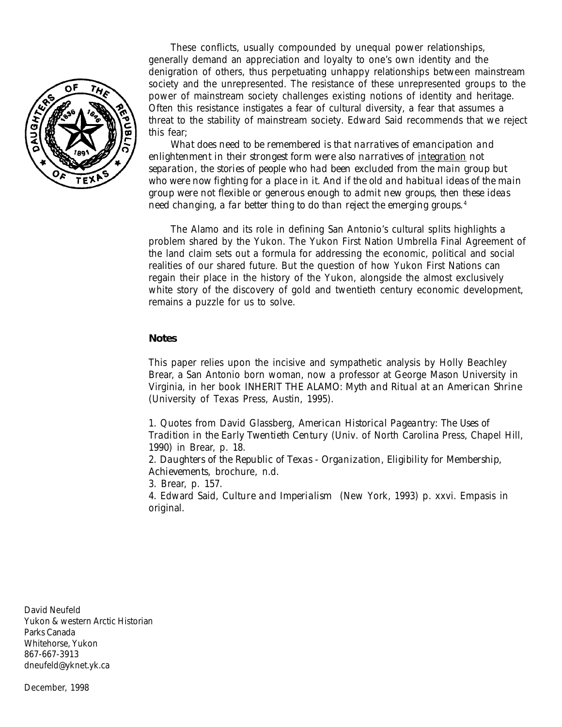These conflicts, usually compounded by unequal power relationships, generally demand an appreciation and loyalty to one's own identity and the denigration of others, thus perpetuating unhappy relationships between mainstream society and the unrepresented. The resistance of these unrepresented groups to the power of mainstream society challenges existing notions of identity and heritage. Often this resistance instigates a fear of cultural diversity, a fear that assumes a threat to the stability of mainstream society. Edward Said recommends that we reject this fear;

> *What does need to be remembered is that narratives of emancipation and enlightenment in their strongest form were also narratives of integration not separation, the stories of people who had been excluded from the main group but who were now fighting for a place in it. And if the old and habitual ideas of the main group were not flexible or generous enough to admit new groups, then these ideas need changing, a far better thing to do than reject the emerging groups.*[4]

The Alamo and its role in defining San Antonio's cultural splits highlights a problem shared by the Yukon. The Yukon First Nation Umbrella Final Agreement of the land claim sets out a formula for addressing the economic, political and social realities of our shared future. But the question of how Yukon First Nations can regain their place in the history of the Yukon, alongside the almost exclusively white story of the discovery of gold and twentieth century economic development, remains a puzzle for us to solve.

## Notes

This paper relies upon the incisive and sympathetic analysis by Holly Beachley Brear, a San Antonio born woman, now a professor at George Mason University in Virginia, in her book *INHERIT THE ALAMO: Myth and Ritual at an American Shrine* (University of Texas Press, Austin, 1995).

1. Quotes from David Glassberg, *American Historical Pageantry: The Uses of Tradition in the Early Twentieth Century* (Univ. of North Carolina Press, Chapel Hill, 1990) in Brear, p. 18.
2. *Daughters of the Republic of Texas - Organization, Eligibility for Membership, Achievements*, brochure, n.d.
3. Brear, p. 157.
4. Edward Said, *Culture and Imperialism* (New York, 1993) p. xxvi. Empasis in original.

David Neufeld
Yukon & western Arctic Historian
Parks Canada
Whitehorse, Yukon
867-667-3913
dneufeld@yknet.yk.ca

December, 1998